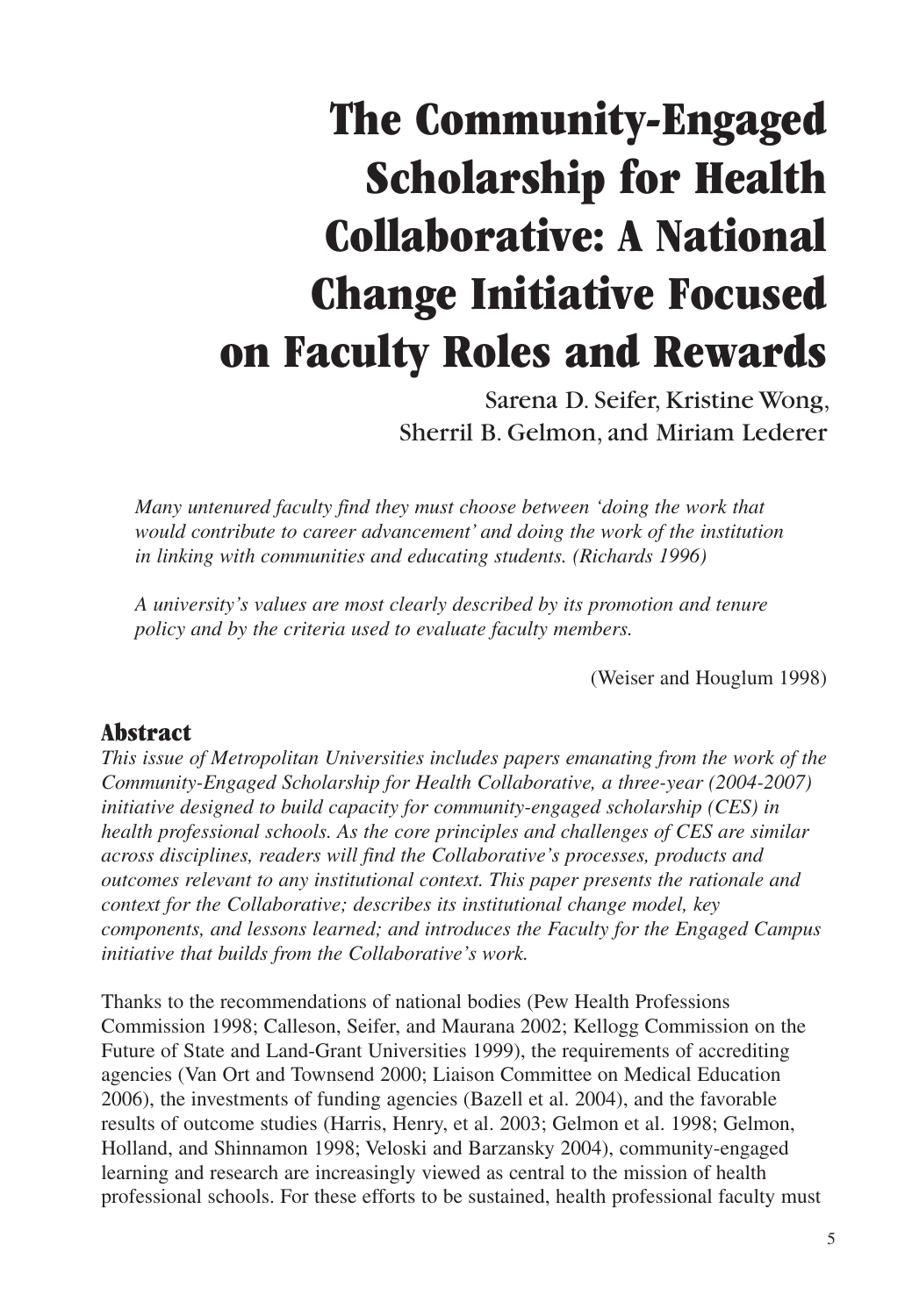# The Community-Engaged Scholarship for Health Collaborative: A National Change Initiative Focused on Faculty Roles and Rewards

Sarena D. Seifer, Kristine Wong, Sherril B. Gelmon, and Miriam Lederer

> *Many untenured faculty find they must choose between 'doing the work that would contribute to career advancement' and doing the work of the institution in linking with communities and educating students. (Richards 1996)*

> *A university's values are most clearly described by its promotion and tenure policy and by the criteria used to evaluate faculty members.*
>
> (Weiser and Houglum 1998)

## Abstract

*This issue of Metropolitan Universities includes papers emanating from the work of the Community-Engaged Scholarship for Health Collaborative, a three-year (2004-2007) initiative designed to build capacity for community-engaged scholarship (CES) in health professional schools. As the core principles and challenges of CES are similar across disciplines, readers will find the Collaborative's processes, products and outcomes relevant to any institutional context. This paper presents the rationale and context for the Collaborative; describes its institutional change model, key components, and lessons learned; and introduces the Faculty for the Engaged Campus initiative that builds from the Collaborative's work.*

Thanks to the recommendations of national bodies (Pew Health Professions Commission 1998; Calleson, Seifer, and Maurana 2002; Kellogg Commission on the Future of State and Land-Grant Universities 1999), the requirements of accrediting agencies (Van Ort and Townsend 2000; Liaison Committee on Medical Education 2006), the investments of funding agencies (Bazell et al. 2004), and the favorable results of outcome studies (Harris, Henry, et al. 2003; Gelmon et al. 1998; Gelmon, Holland, and Shinnamon 1998; Veloski and Barzansky 2004), community-engaged learning and research are increasingly viewed as central to the mission of health professional schools. For these efforts to be sustained, health professional faculty must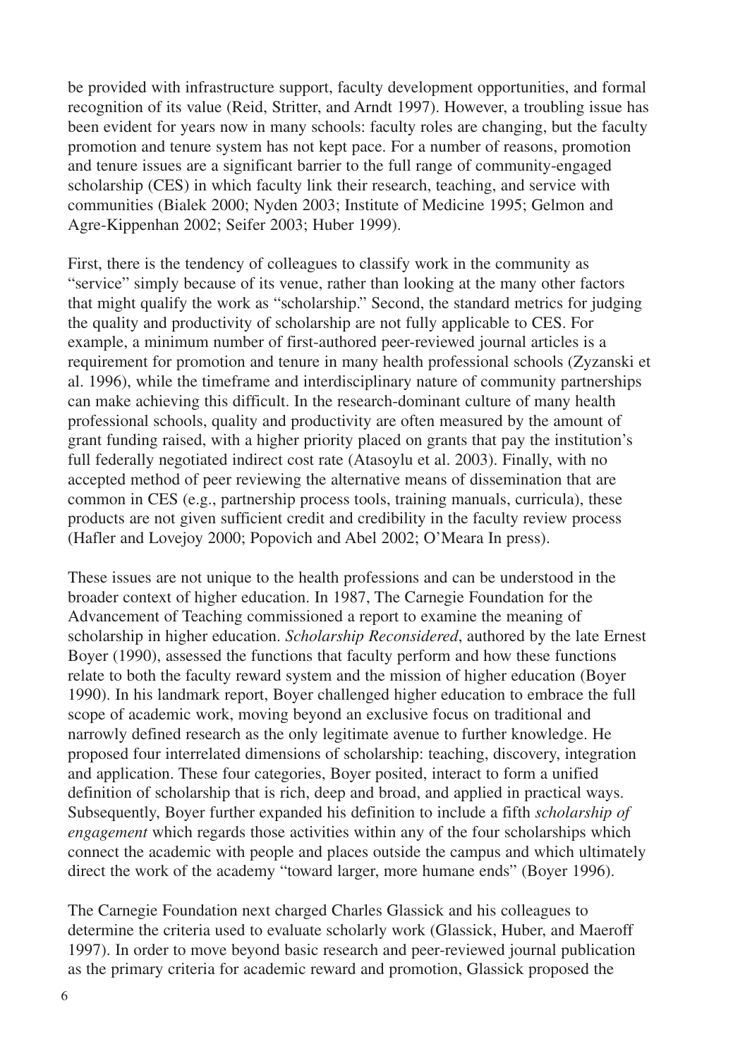be provided with infrastructure support, faculty development opportunities, and formal recognition of its value (Reid, Stritter, and Arndt 1997). However, a troubling issue has been evident for years now in many schools: faculty roles are changing, but the faculty promotion and tenure system has not kept pace. For a number of reasons, promotion and tenure issues are a significant barrier to the full range of community-engaged scholarship (CES) in which faculty link their research, teaching, and service with communities (Bialek 2000; Nyden 2003; Institute of Medicine 1995; Gelmon and Agre-Kippenhan 2002; Seifer 2003; Huber 1999).

First, there is the tendency of colleagues to classify work in the community as "service" simply because of its venue, rather than looking at the many other factors that might qualify the work as "scholarship." Second, the standard metrics for judging the quality and productivity of scholarship are not fully applicable to CES. For example, a minimum number of first-authored peer-reviewed journal articles is a requirement for promotion and tenure in many health professional schools (Zyzanski et al. 1996), while the timeframe and interdisciplinary nature of community partnerships can make achieving this difficult. In the research-dominant culture of many health professional schools, quality and productivity are often measured by the amount of grant funding raised, with a higher priority placed on grants that pay the institution's full federally negotiated indirect cost rate (Atasoylu et al. 2003). Finally, with no accepted method of peer reviewing the alternative means of dissemination that are common in CES (e.g., partnership process tools, training manuals, curricula), these products are not given sufficient credit and credibility in the faculty review process (Hafler and Lovejoy 2000; Popovich and Abel 2002; O'Meara In press).

These issues are not unique to the health professions and can be understood in the broader context of higher education. In 1987, The Carnegie Foundation for the Advancement of Teaching commissioned a report to examine the meaning of scholarship in higher education. *Scholarship Reconsidered*, authored by the late Ernest Boyer (1990), assessed the functions that faculty perform and how these functions relate to both the faculty reward system and the mission of higher education (Boyer 1990). In his landmark report, Boyer challenged higher education to embrace the full scope of academic work, moving beyond an exclusive focus on traditional and narrowly defined research as the only legitimate avenue to further knowledge. He proposed four interrelated dimensions of scholarship: teaching, discovery, integration and application. These four categories, Boyer posited, interact to form a unified definition of scholarship that is rich, deep and broad, and applied in practical ways. Subsequently, Boyer further expanded his definition to include a fifth *scholarship of engagement* which regards those activities within any of the four scholarships which connect the academic with people and places outside the campus and which ultimately direct the work of the academy "toward larger, more humane ends" (Boyer 1996).

The Carnegie Foundation next charged Charles Glassick and his colleagues to determine the criteria used to evaluate scholarly work (Glassick, Huber, and Maeroff 1997). In order to move beyond basic research and peer-reviewed journal publication as the primary criteria for academic reward and promotion, Glassick proposed the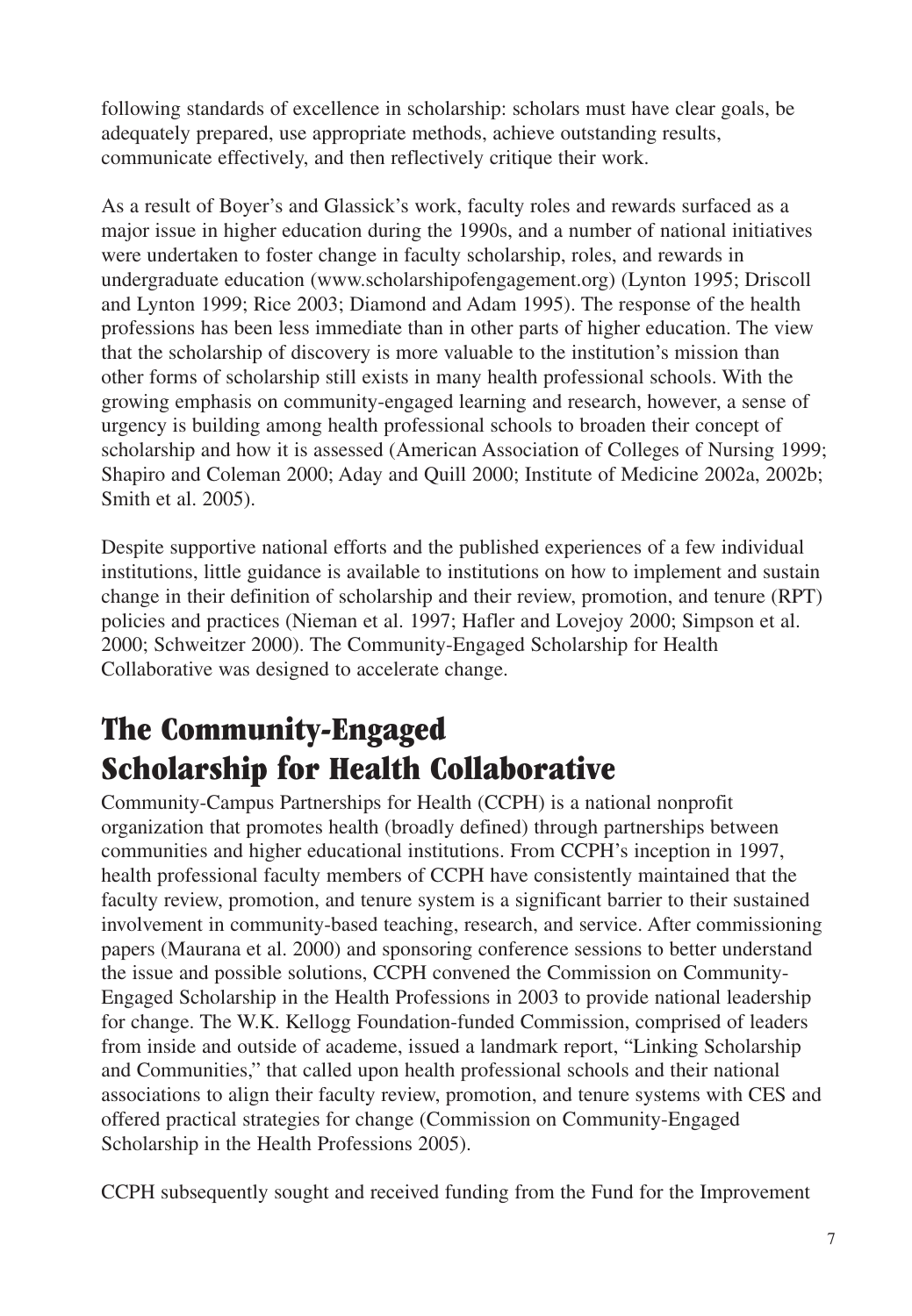following standards of excellence in scholarship: scholars must have clear goals, be adequately prepared, use appropriate methods, achieve outstanding results, communicate effectively, and then reflectively critique their work.

As a result of Boyer's and Glassick's work, faculty roles and rewards surfaced as a major issue in higher education during the 1990s, and a number of national initiatives were undertaken to foster change in faculty scholarship, roles, and rewards in undergraduate education (www.scholarshipofengagement.org) (Lynton 1995; Driscoll and Lynton 1999; Rice 2003; Diamond and Adam 1995). The response of the health professions has been less immediate than in other parts of higher education. The view that the scholarship of discovery is more valuable to the institution's mission than other forms of scholarship still exists in many health professional schools. With the growing emphasis on community-engaged learning and research, however, a sense of urgency is building among health professional schools to broaden their concept of scholarship and how it is assessed (American Association of Colleges of Nursing 1999; Shapiro and Coleman 2000; Aday and Quill 2000; Institute of Medicine 2002a, 2002b; Smith et al. 2005).

Despite supportive national efforts and the published experiences of a few individual institutions, little guidance is available to institutions on how to implement and sustain change in their definition of scholarship and their review, promotion, and tenure (RPT) policies and practices (Nieman et al. 1997; Hafler and Lovejoy 2000; Simpson et al. 2000; Schweitzer 2000). The Community-Engaged Scholarship for Health Collaborative was designed to accelerate change.

## The Community-Engaged Scholarship for Health Collaborative

Community-Campus Partnerships for Health (CCPH) is a national nonprofit organization that promotes health (broadly defined) through partnerships between communities and higher educational institutions. From CCPH's inception in 1997, health professional faculty members of CCPH have consistently maintained that the faculty review, promotion, and tenure system is a significant barrier to their sustained involvement in community-based teaching, research, and service. After commissioning papers (Maurana et al. 2000) and sponsoring conference sessions to better understand the issue and possible solutions, CCPH convened the Commission on Community-Engaged Scholarship in the Health Professions in 2003 to provide national leadership for change. The W.K. Kellogg Foundation-funded Commission, comprised of leaders from inside and outside of academe, issued a landmark report, "Linking Scholarship and Communities," that called upon health professional schools and their national associations to align their faculty review, promotion, and tenure systems with CES and offered practical strategies for change (Commission on Community-Engaged Scholarship in the Health Professions 2005).

CCPH subsequently sought and received funding from the Fund for the Improvement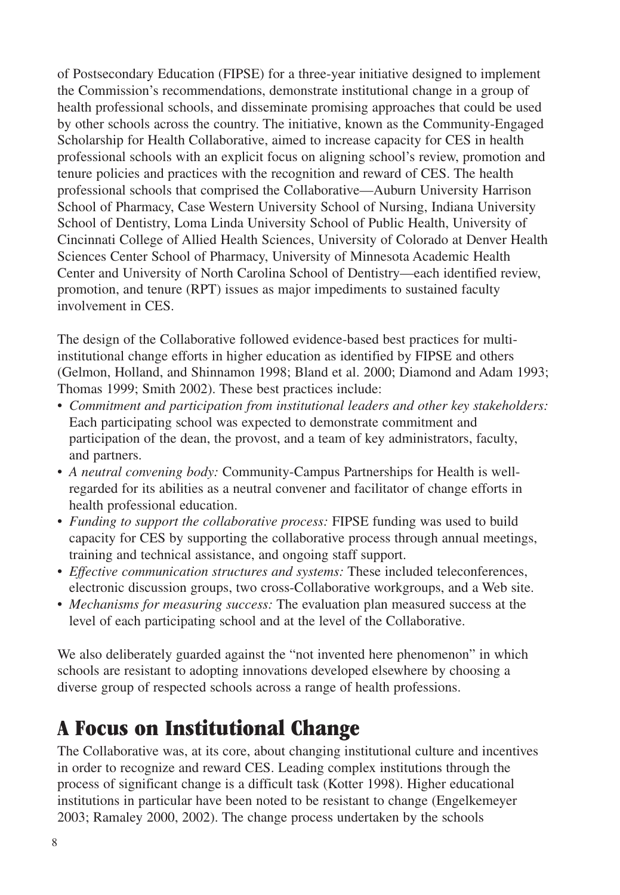of Postsecondary Education (FIPSE) for a three-year initiative designed to implement the Commission's recommendations, demonstrate institutional change in a group of health professional schools, and disseminate promising approaches that could be used by other schools across the country. The initiative, known as the Community-Engaged Scholarship for Health Collaborative, aimed to increase capacity for CES in health professional schools with an explicit focus on aligning school's review, promotion and tenure policies and practices with the recognition and reward of CES. The health professional schools that comprised the Collaborative—Auburn University Harrison School of Pharmacy, Case Western University School of Nursing, Indiana University School of Dentistry, Loma Linda University School of Public Health, University of Cincinnati College of Allied Health Sciences, University of Colorado at Denver Health Sciences Center School of Pharmacy, University of Minnesota Academic Health Center and University of North Carolina School of Dentistry—each identified review, promotion, and tenure (RPT) issues as major impediments to sustained faculty involvement in CES.

The design of the Collaborative followed evidence-based best practices for multi-institutional change efforts in higher education as identified by FIPSE and others (Gelmon, Holland, and Shinnamon 1998; Bland et al. 2000; Diamond and Adam 1993; Thomas 1999; Smith 2002). These best practices include:

- *Commitment and participation from institutional leaders and other key stakeholders:* Each participating school was expected to demonstrate commitment and participation of the dean, the provost, and a team of key administrators, faculty, and partners.
- *A neutral convening body:* Community-Campus Partnerships for Health is well-regarded for its abilities as a neutral convener and facilitator of change efforts in health professional education.
- *Funding to support the collaborative process:* FIPSE funding was used to build capacity for CES by supporting the collaborative process through annual meetings, training and technical assistance, and ongoing staff support.
- *Effective communication structures and systems:* These included teleconferences, electronic discussion groups, two cross-Collaborative workgroups, and a Web site.
- *Mechanisms for measuring success:* The evaluation plan measured success at the level of each participating school and at the level of the Collaborative.

We also deliberately guarded against the "not invented here phenomenon" in which schools are resistant to adopting innovations developed elsewhere by choosing a diverse group of respected schools across a range of health professions.

## A Focus on Institutional Change

The Collaborative was, at its core, about changing institutional culture and incentives in order to recognize and reward CES. Leading complex institutions through the process of significant change is a difficult task (Kotter 1998). Higher educational institutions in particular have been noted to be resistant to change (Engelkemeyer 2003; Ramaley 2000, 2002). The change process undertaken by the schools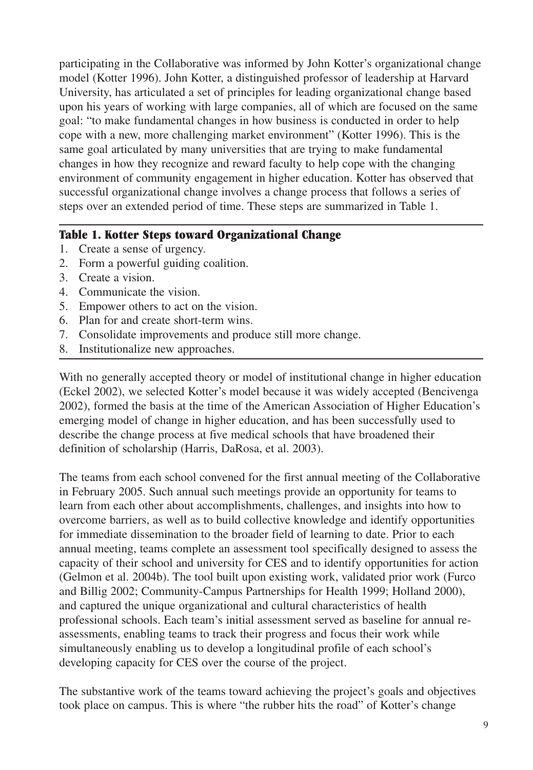participating in the Collaborative was informed by John Kotter's organizational change model (Kotter 1996). John Kotter, a distinguished professor of leadership at Harvard University, has articulated a set of principles for leading organizational change based upon his years of working with large companies, all of which are focused on the same goal: "to make fundamental changes in how business is conducted in order to help cope with a new, more challenging market environment" (Kotter 1996). This is the same goal articulated by many universities that are trying to make fundamental changes in how they recognize and reward faculty to help cope with the changing environment of community engagement in higher education. Kotter has observed that successful organizational change involves a change process that follows a series of steps over an extended period of time. These steps are summarized in Table 1.

**Table 1. Kotter Steps toward Organizational Change**

1. Create a sense of urgency.
2. Form a powerful guiding coalition.
3. Create a vision.
4. Communicate the vision.
5. Empower others to act on the vision.
6. Plan for and create short-term wins.
7. Consolidate improvements and produce still more change.
8. Institutionalize new approaches.

With no generally accepted theory or model of institutional change in higher education (Eckel 2002), we selected Kotter's model because it was widely accepted (Bencivenga 2002), formed the basis at the time of the American Association of Higher Education's emerging model of change in higher education, and has been successfully used to describe the change process at five medical schools that have broadened their definition of scholarship (Harris, DaRosa, et al. 2003).

The teams from each school convened for the first annual meeting of the Collaborative in February 2005. Such annual such meetings provide an opportunity for teams to learn from each other about accomplishments, challenges, and insights into how to overcome barriers, as well as to build collective knowledge and identify opportunities for immediate dissemination to the broader field of learning to date. Prior to each annual meeting, teams complete an assessment tool specifically designed to assess the capacity of their school and university for CES and to identify opportunities for action (Gelmon et al. 2004b). The tool built upon existing work, validated prior work (Furco and Billig 2002; Community-Campus Partnerships for Health 1999; Holland 2000), and captured the unique organizational and cultural characteristics of health professional schools. Each team's initial assessment served as baseline for annual re-assessments, enabling teams to track their progress and focus their work while simultaneously enabling us to develop a longitudinal profile of each school's developing capacity for CES over the course of the project.

The substantive work of the teams toward achieving the project's goals and objectives took place on campus. This is where "the rubber hits the road" of Kotter's change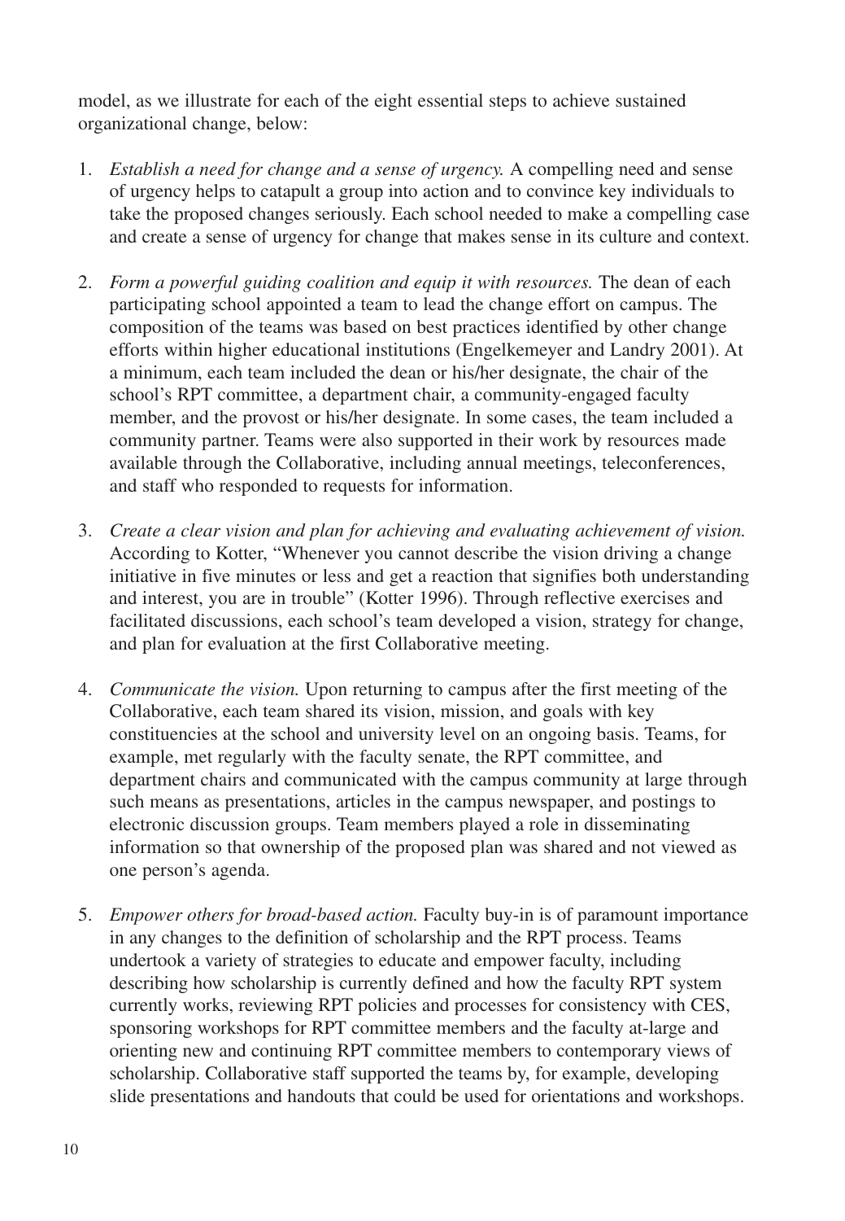model, as we illustrate for each of the eight essential steps to achieve sustained organizational change, below:

1. *Establish a need for change and a sense of urgency.* A compelling need and sense of urgency helps to catapult a group into action and to convince key individuals to take the proposed changes seriously. Each school needed to make a compelling case and create a sense of urgency for change that makes sense in its culture and context.

2. *Form a powerful guiding coalition and equip it with resources.* The dean of each participating school appointed a team to lead the change effort on campus. The composition of the teams was based on best practices identified by other change efforts within higher educational institutions (Engelkemeyer and Landry 2001). At a minimum, each team included the dean or his/her designate, the chair of the school's RPT committee, a department chair, a community-engaged faculty member, and the provost or his/her designate. In some cases, the team included a community partner. Teams were also supported in their work by resources made available through the Collaborative, including annual meetings, teleconferences, and staff who responded to requests for information.

3. *Create a clear vision and plan for achieving and evaluating achievement of vision.* According to Kotter, "Whenever you cannot describe the vision driving a change initiative in five minutes or less and get a reaction that signifies both understanding and interest, you are in trouble" (Kotter 1996). Through reflective exercises and facilitated discussions, each school's team developed a vision, strategy for change, and plan for evaluation at the first Collaborative meeting.

4. *Communicate the vision.* Upon returning to campus after the first meeting of the Collaborative, each team shared its vision, mission, and goals with key constituencies at the school and university level on an ongoing basis. Teams, for example, met regularly with the faculty senate, the RPT committee, and department chairs and communicated with the campus community at large through such means as presentations, articles in the campus newspaper, and postings to electronic discussion groups. Team members played a role in disseminating information so that ownership of the proposed plan was shared and not viewed as one person's agenda.

5. *Empower others for broad-based action.* Faculty buy-in is of paramount importance in any changes to the definition of scholarship and the RPT process. Teams undertook a variety of strategies to educate and empower faculty, including describing how scholarship is currently defined and how the faculty RPT system currently works, reviewing RPT policies and processes for consistency with CES, sponsoring workshops for RPT committee members and the faculty at-large and orienting new and continuing RPT committee members to contemporary views of scholarship. Collaborative staff supported the teams by, for example, developing slide presentations and handouts that could be used for orientations and workshops.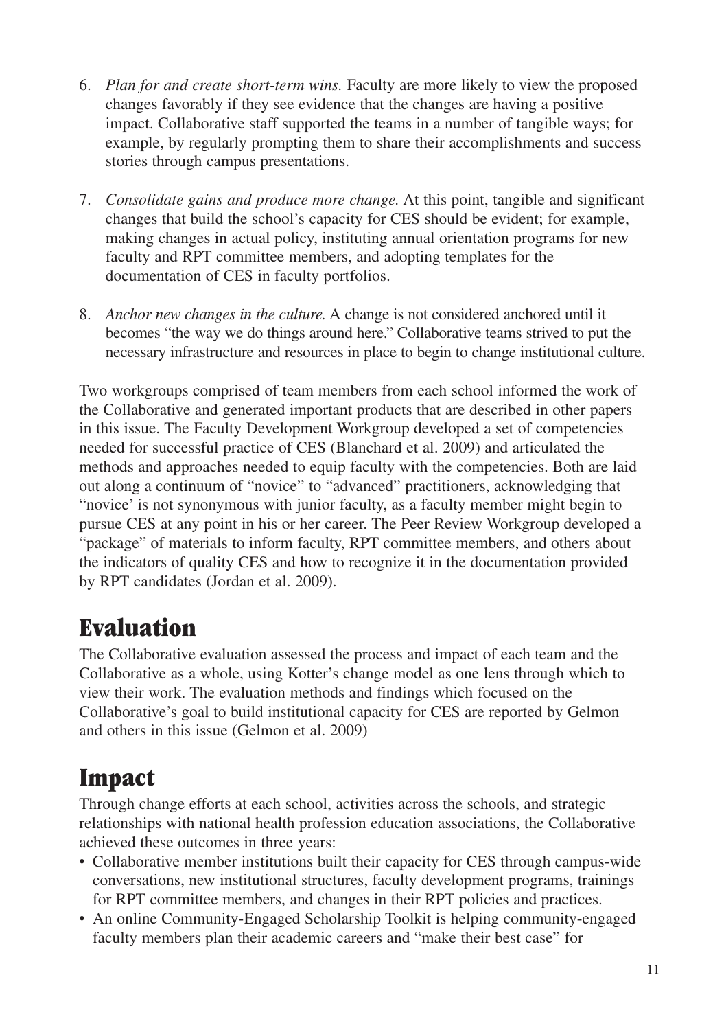6. *Plan for and create short-term wins.* Faculty are more likely to view the proposed changes favorably if they see evidence that the changes are having a positive impact. Collaborative staff supported the teams in a number of tangible ways; for example, by regularly prompting them to share their accomplishments and success stories through campus presentations.

7. *Consolidate gains and produce more change.* At this point, tangible and significant changes that build the school's capacity for CES should be evident; for example, making changes in actual policy, instituting annual orientation programs for new faculty and RPT committee members, and adopting templates for the documentation of CES in faculty portfolios.

8. *Anchor new changes in the culture.* A change is not considered anchored until it becomes "the way we do things around here." Collaborative teams strived to put the necessary infrastructure and resources in place to begin to change institutional culture.

Two workgroups comprised of team members from each school informed the work of the Collaborative and generated important products that are described in other papers in this issue. The Faculty Development Workgroup developed a set of competencies needed for successful practice of CES (Blanchard et al. 2009) and articulated the methods and approaches needed to equip faculty with the competencies. Both are laid out along a continuum of "novice" to "advanced" practitioners, acknowledging that "novice' is not synonymous with junior faculty, as a faculty member might begin to pursue CES at any point in his or her career. The Peer Review Workgroup developed a "package" of materials to inform faculty, RPT committee members, and others about the indicators of quality CES and how to recognize it in the documentation provided by RPT candidates (Jordan et al. 2009).

## Evaluation

The Collaborative evaluation assessed the process and impact of each team and the Collaborative as a whole, using Kotter's change model as one lens through which to view their work. The evaluation methods and findings which focused on the Collaborative's goal to build institutional capacity for CES are reported by Gelmon and others in this issue (Gelmon et al. 2009)

## Impact

Through change efforts at each school, activities across the schools, and strategic relationships with national health profession education associations, the Collaborative achieved these outcomes in three years:

- Collaborative member institutions built their capacity for CES through campus-wide conversations, new institutional structures, faculty development programs, trainings for RPT committee members, and changes in their RPT policies and practices.
- An online Community-Engaged Scholarship Toolkit is helping community-engaged faculty members plan their academic careers and "make their best case" for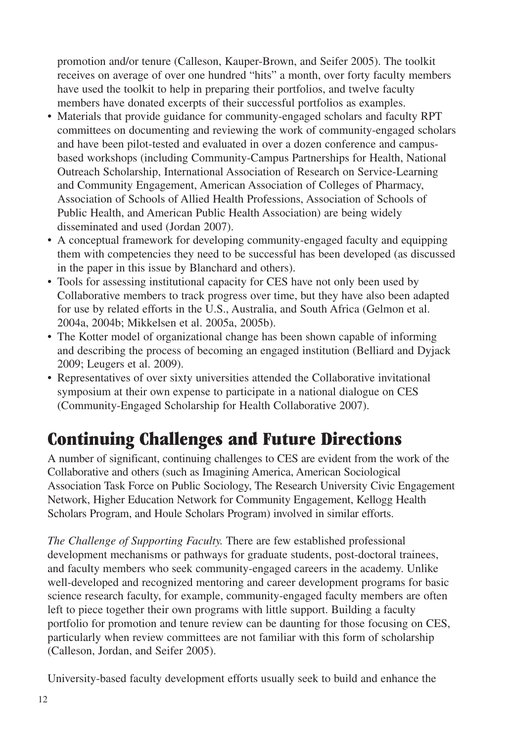promotion and/or tenure (Calleson, Kauper-Brown, and Seifer 2005). The toolkit receives on average of over one hundred "hits" a month, over forty faculty members have used the toolkit to help in preparing their portfolios, and twelve faculty members have donated excerpts of their successful portfolios as examples.

- Materials that provide guidance for community-engaged scholars and faculty RPT committees on documenting and reviewing the work of community-engaged scholars and have been pilot-tested and evaluated in over a dozen conference and campus-based workshops (including Community-Campus Partnerships for Health, National Outreach Scholarship, International Association of Research on Service-Learning and Community Engagement, American Association of Colleges of Pharmacy, Association of Schools of Allied Health Professions, Association of Schools of Public Health, and American Public Health Association) are being widely disseminated and used (Jordan 2007).
- A conceptual framework for developing community-engaged faculty and equipping them with competencies they need to be successful has been developed (as discussed in the paper in this issue by Blanchard and others).
- Tools for assessing institutional capacity for CES have not only been used by Collaborative members to track progress over time, but they have also been adapted for use by related efforts in the U.S., Australia, and South Africa (Gelmon et al. 2004a, 2004b; Mikkelsen et al. 2005a, 2005b).
- The Kotter model of organizational change has been shown capable of informing and describing the process of becoming an engaged institution (Belliard and Dyjack 2009; Leugers et al. 2009).
- Representatives of over sixty universities attended the Collaborative invitational symposium at their own expense to participate in a national dialogue on CES (Community-Engaged Scholarship for Health Collaborative 2007).

## Continuing Challenges and Future Directions

A number of significant, continuing challenges to CES are evident from the work of the Collaborative and others (such as Imagining America, American Sociological Association Task Force on Public Sociology, The Research University Civic Engagement Network, Higher Education Network for Community Engagement, Kellogg Health Scholars Program, and Houle Scholars Program) involved in similar efforts.

*The Challenge of Supporting Faculty.* There are few established professional development mechanisms or pathways for graduate students, post-doctoral trainees, and faculty members who seek community-engaged careers in the academy. Unlike well-developed and recognized mentoring and career development programs for basic science research faculty, for example, community-engaged faculty members are often left to piece together their own programs with little support. Building a faculty portfolio for promotion and tenure review can be daunting for those focusing on CES, particularly when review committees are not familiar with this form of scholarship (Calleson, Jordan, and Seifer 2005).

University-based faculty development efforts usually seek to build and enhance the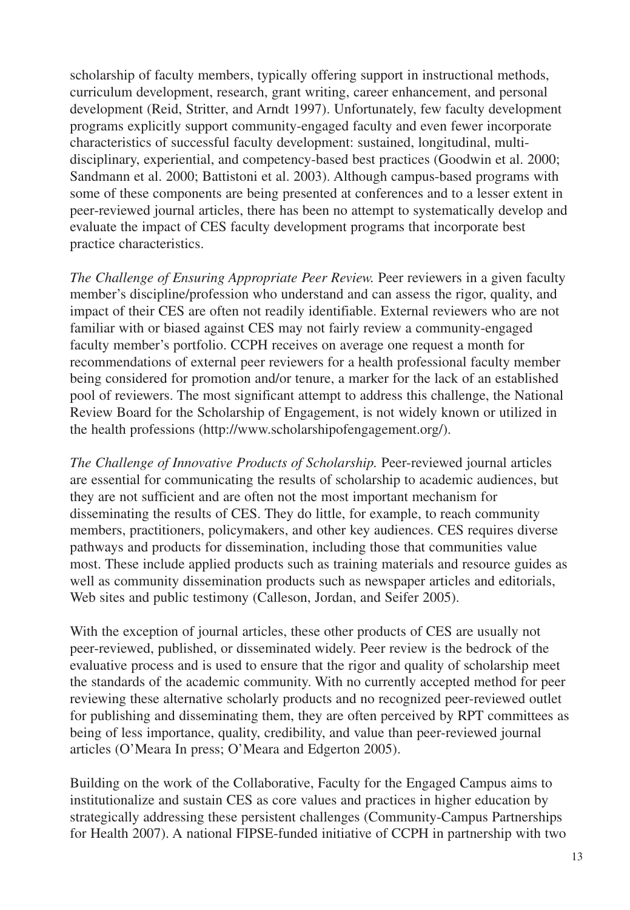scholarship of faculty members, typically offering support in instructional methods, curriculum development, research, grant writing, career enhancement, and personal development (Reid, Stritter, and Arndt 1997). Unfortunately, few faculty development programs explicitly support community-engaged faculty and even fewer incorporate characteristics of successful faculty development: sustained, longitudinal, multi-disciplinary, experiential, and competency-based best practices (Goodwin et al. 2000; Sandmann et al. 2000; Battistoni et al. 2003). Although campus-based programs with some of these components are being presented at conferences and to a lesser extent in peer-reviewed journal articles, there has been no attempt to systematically develop and evaluate the impact of CES faculty development programs that incorporate best practice characteristics.

*The Challenge of Ensuring Appropriate Peer Review.* Peer reviewers in a given faculty member's discipline/profession who understand and can assess the rigor, quality, and impact of their CES are often not readily identifiable. External reviewers who are not familiar with or biased against CES may not fairly review a community-engaged faculty member's portfolio. CCPH receives on average one request a month for recommendations of external peer reviewers for a health professional faculty member being considered for promotion and/or tenure, a marker for the lack of an established pool of reviewers. The most significant attempt to address this challenge, the National Review Board for the Scholarship of Engagement, is not widely known or utilized in the health professions (http://www.scholarshipofengagement.org/).

*The Challenge of Innovative Products of Scholarship.* Peer-reviewed journal articles are essential for communicating the results of scholarship to academic audiences, but they are not sufficient and are often not the most important mechanism for disseminating the results of CES. They do little, for example, to reach community members, practitioners, policymakers, and other key audiences. CES requires diverse pathways and products for dissemination, including those that communities value most. These include applied products such as training materials and resource guides as well as community dissemination products such as newspaper articles and editorials, Web sites and public testimony (Calleson, Jordan, and Seifer 2005).

With the exception of journal articles, these other products of CES are usually not peer-reviewed, published, or disseminated widely. Peer review is the bedrock of the evaluative process and is used to ensure that the rigor and quality of scholarship meet the standards of the academic community. With no currently accepted method for peer reviewing these alternative scholarly products and no recognized peer-reviewed outlet for publishing and disseminating them, they are often perceived by RPT committees as being of less importance, quality, credibility, and value than peer-reviewed journal articles (O'Meara In press; O'Meara and Edgerton 2005).

Building on the work of the Collaborative, Faculty for the Engaged Campus aims to institutionalize and sustain CES as core values and practices in higher education by strategically addressing these persistent challenges (Community-Campus Partnerships for Health 2007). A national FIPSE-funded initiative of CCPH in partnership with two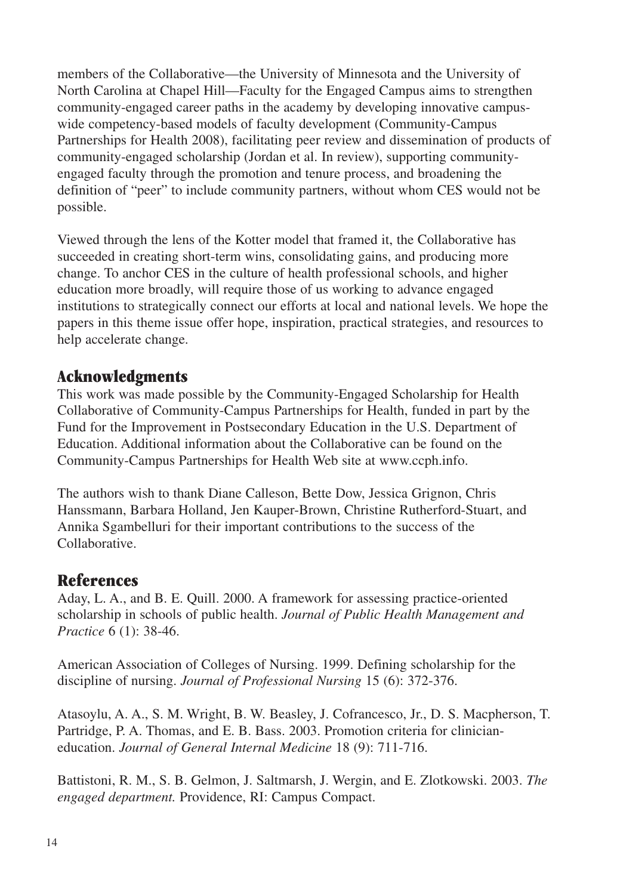members of the Collaborative—the University of Minnesota and the University of North Carolina at Chapel Hill—Faculty for the Engaged Campus aims to strengthen community-engaged career paths in the academy by developing innovative campus-wide competency-based models of faculty development (Community-Campus Partnerships for Health 2008), facilitating peer review and dissemination of products of community-engaged scholarship (Jordan et al. In review), supporting community-engaged faculty through the promotion and tenure process, and broadening the definition of "peer" to include community partners, without whom CES would not be possible.

Viewed through the lens of the Kotter model that framed it, the Collaborative has succeeded in creating short-term wins, consolidating gains, and producing more change. To anchor CES in the culture of health professional schools, and higher education more broadly, will require those of us working to advance engaged institutions to strategically connect our efforts at local and national levels. We hope the papers in this theme issue offer hope, inspiration, practical strategies, and resources to help accelerate change.

## Acknowledgments

This work was made possible by the Community-Engaged Scholarship for Health Collaborative of Community-Campus Partnerships for Health, funded in part by the Fund for the Improvement in Postsecondary Education in the U.S. Department of Education. Additional information about the Collaborative can be found on the Community-Campus Partnerships for Health Web site at www.ccph.info.

The authors wish to thank Diane Calleson, Bette Dow, Jessica Grignon, Chris Hanssmann, Barbara Holland, Jen Kauper-Brown, Christine Rutherford-Stuart, and Annika Sgambelluri for their important contributions to the success of the Collaborative.

## References

Aday, L. A., and B. E. Quill. 2000. A framework for assessing practice-oriented scholarship in schools of public health. *Journal of Public Health Management and Practice* 6 (1): 38-46.

American Association of Colleges of Nursing. 1999. Defining scholarship for the discipline of nursing. *Journal of Professional Nursing* 15 (6): 372-376.

Atasoylu, A. A., S. M. Wright, B. W. Beasley, J. Cofrancesco, Jr., D. S. Macpherson, T. Partridge, P. A. Thomas, and E. B. Bass. 2003. Promotion criteria for clinician-education. *Journal of General Internal Medicine* 18 (9): 711-716.

Battistoni, R. M., S. B. Gelmon, J. Saltmarsh, J. Wergin, and E. Zlotkowski. 2003. *The engaged department.* Providence, RI: Campus Compact.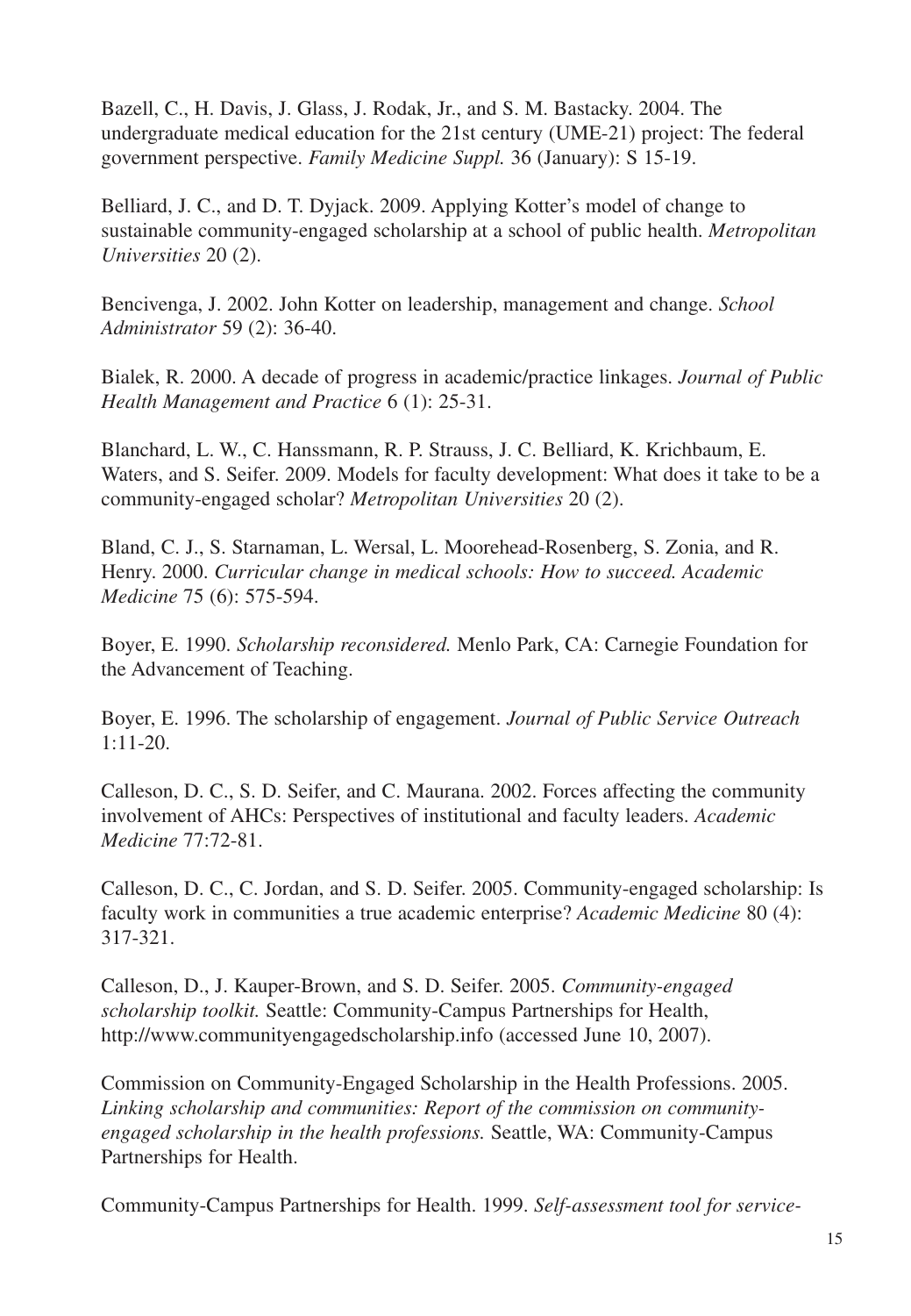Bazell, C., H. Davis, J. Glass, J. Rodak, Jr., and S. M. Bastacky. 2004. The undergraduate medical education for the 21st century (UME-21) project: The federal government perspective. *Family Medicine Suppl.* 36 (January): S 15-19.

Belliard, J. C., and D. T. Dyjack. 2009. Applying Kotter's model of change to sustainable community-engaged scholarship at a school of public health. *Metropolitan Universities* 20 (2).

Bencivenga, J. 2002. John Kotter on leadership, management and change. *School Administrator* 59 (2): 36-40.

Bialek, R. 2000. A decade of progress in academic/practice linkages. *Journal of Public Health Management and Practice* 6 (1): 25-31.

Blanchard, L. W., C. Hanssmann, R. P. Strauss, J. C. Belliard, K. Krichbaum, E. Waters, and S. Seifer. 2009. Models for faculty development: What does it take to be a community-engaged scholar? *Metropolitan Universities* 20 (2).

Bland, C. J., S. Starnaman, L. Wersal, L. Moorehead-Rosenberg, S. Zonia, and R. Henry. 2000. *Curricular change in medical schools: How to succeed. Academic Medicine* 75 (6): 575-594.

Boyer, E. 1990. *Scholarship reconsidered.* Menlo Park, CA: Carnegie Foundation for the Advancement of Teaching.

Boyer, E. 1996. The scholarship of engagement. *Journal of Public Service Outreach* 1:11-20.

Calleson, D. C., S. D. Seifer, and C. Maurana. 2002. Forces affecting the community involvement of AHCs: Perspectives of institutional and faculty leaders. *Academic Medicine* 77:72-81.

Calleson, D. C., C. Jordan, and S. D. Seifer. 2005. Community-engaged scholarship: Is faculty work in communities a true academic enterprise? *Academic Medicine* 80 (4): 317-321.

Calleson, D., J. Kauper-Brown, and S. D. Seifer. 2005. *Community-engaged scholarship toolkit.* Seattle: Community-Campus Partnerships for Health, http://www.communityengagedscholarship.info (accessed June 10, 2007).

Commission on Community-Engaged Scholarship in the Health Professions. 2005. *Linking scholarship and communities: Report of the commission on community-engaged scholarship in the health professions.* Seattle, WA: Community-Campus Partnerships for Health.

Community-Campus Partnerships for Health. 1999. *Self-assessment tool for service-*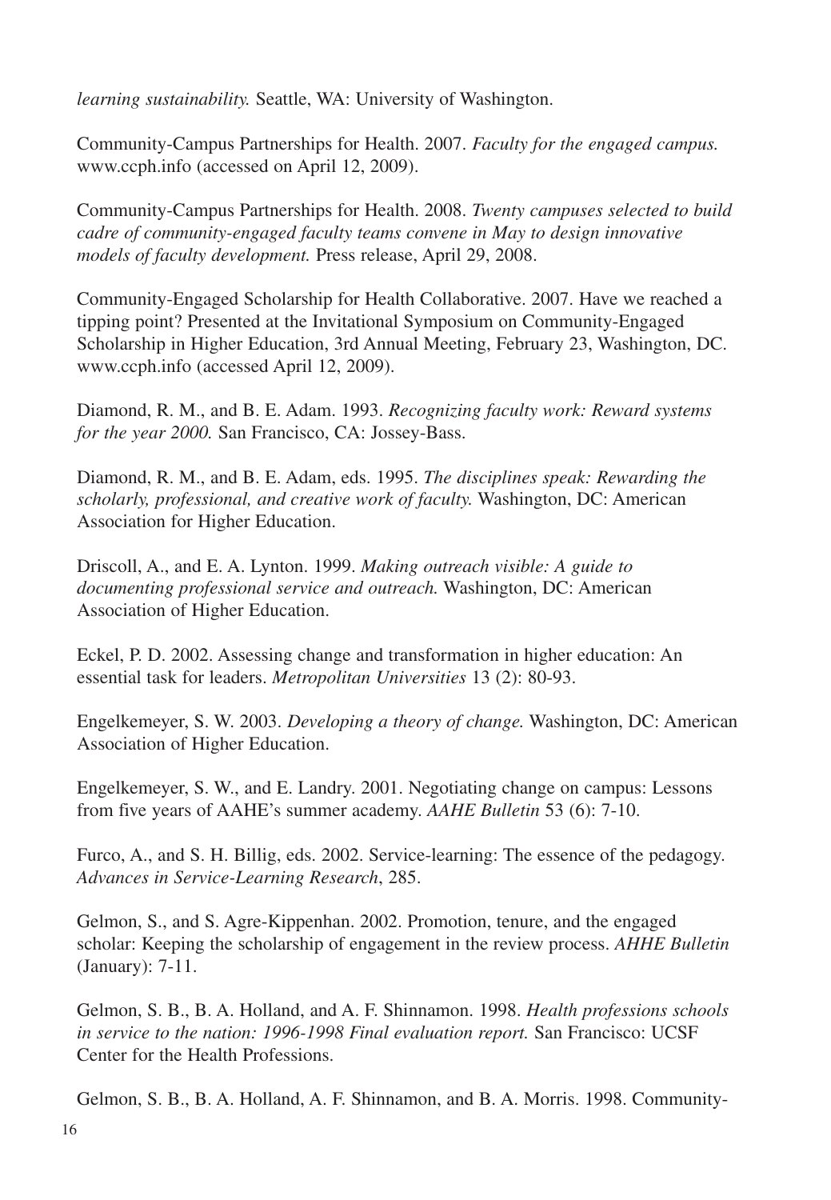*learning sustainability.* Seattle, WA: University of Washington.

Community-Campus Partnerships for Health. 2007. *Faculty for the engaged campus.* www.ccph.info (accessed on April 12, 2009).

Community-Campus Partnerships for Health. 2008. *Twenty campuses selected to build cadre of community-engaged faculty teams convene in May to design innovative models of faculty development.* Press release, April 29, 2008.

Community-Engaged Scholarship for Health Collaborative. 2007. Have we reached a tipping point? Presented at the Invitational Symposium on Community-Engaged Scholarship in Higher Education, 3rd Annual Meeting, February 23, Washington, DC. www.ccph.info (accessed April 12, 2009).

Diamond, R. M., and B. E. Adam. 1993. *Recognizing faculty work: Reward systems for the year 2000.* San Francisco, CA: Jossey-Bass.

Diamond, R. M., and B. E. Adam, eds. 1995. *The disciplines speak: Rewarding the scholarly, professional, and creative work of faculty.* Washington, DC: American Association for Higher Education.

Driscoll, A., and E. A. Lynton. 1999. *Making outreach visible: A guide to documenting professional service and outreach.* Washington, DC: American Association of Higher Education.

Eckel, P. D. 2002. Assessing change and transformation in higher education: An essential task for leaders. *Metropolitan Universities* 13 (2): 80-93.

Engelkemeyer, S. W. 2003. *Developing a theory of change.* Washington, DC: American Association of Higher Education.

Engelkemeyer, S. W., and E. Landry. 2001. Negotiating change on campus: Lessons from five years of AAHE's summer academy. *AAHE Bulletin* 53 (6): 7-10.

Furco, A., and S. H. Billig, eds. 2002. Service-learning: The essence of the pedagogy. *Advances in Service-Learning Research*, 285.

Gelmon, S., and S. Agre-Kippenhan. 2002. Promotion, tenure, and the engaged scholar: Keeping the scholarship of engagement in the review process. *AHHE Bulletin* (January): 7-11.

Gelmon, S. B., B. A. Holland, and A. F. Shinnamon. 1998. *Health professions schools in service to the nation: 1996-1998 Final evaluation report.* San Francisco: UCSF Center for the Health Professions.

Gelmon, S. B., B. A. Holland, A. F. Shinnamon, and B. A. Morris. 1998. Community-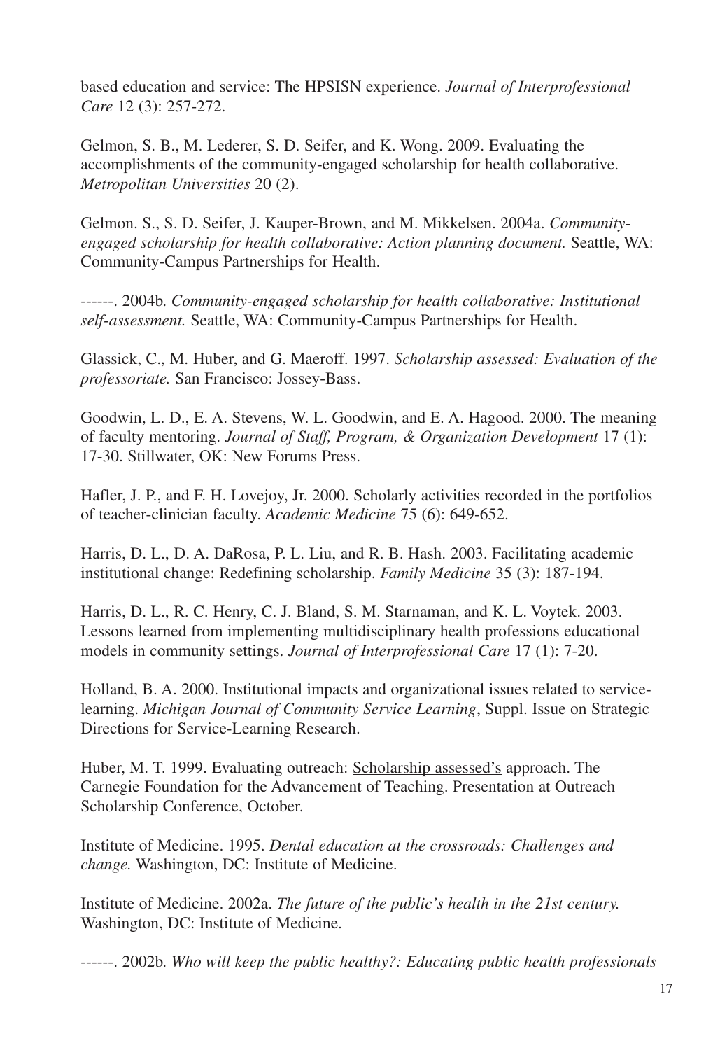based education and service: The HPSISN experience. *Journal of Interprofessional Care* 12 (3): 257-272.

Gelmon, S. B., M. Lederer, S. D. Seifer, and K. Wong. 2009. Evaluating the accomplishments of the community-engaged scholarship for health collaborative. *Metropolitan Universities* 20 (2).

Gelmon. S., S. D. Seifer, J. Kauper-Brown, and M. Mikkelsen. 2004a. *Community-engaged scholarship for health collaborative: Action planning document.* Seattle, WA: Community-Campus Partnerships for Health.

------. 2004b. *Community-engaged scholarship for health collaborative: Institutional self-assessment.* Seattle, WA: Community-Campus Partnerships for Health.

Glassick, C., M. Huber, and G. Maeroff. 1997. *Scholarship assessed: Evaluation of the professoriate.* San Francisco: Jossey-Bass.

Goodwin, L. D., E. A. Stevens, W. L. Goodwin, and E. A. Hagood. 2000. The meaning of faculty mentoring. *Journal of Staff, Program, & Organization Development* 17 (1): 17-30. Stillwater, OK: New Forums Press.

Hafler, J. P., and F. H. Lovejoy, Jr. 2000. Scholarly activities recorded in the portfolios of teacher-clinician faculty. *Academic Medicine* 75 (6): 649-652.

Harris, D. L., D. A. DaRosa, P. L. Liu, and R. B. Hash. 2003. Facilitating academic institutional change: Redefining scholarship. *Family Medicine* 35 (3): 187-194.

Harris, D. L., R. C. Henry, C. J. Bland, S. M. Starnaman, and K. L. Voytek. 2003. Lessons learned from implementing multidisciplinary health professions educational models in community settings. *Journal of Interprofessional Care* 17 (1): 7-20.

Holland, B. A. 2000. Institutional impacts and organizational issues related to service-learning. *Michigan Journal of Community Service Learning*, Suppl. Issue on Strategic Directions for Service-Learning Research.

Huber, M. T. 1999. Evaluating outreach: <u>Scholarship assessed's</u> approach. The Carnegie Foundation for the Advancement of Teaching. Presentation at Outreach Scholarship Conference, October.

Institute of Medicine. 1995. *Dental education at the crossroads: Challenges and change.* Washington, DC: Institute of Medicine.

Institute of Medicine. 2002a. *The future of the public's health in the 21st century.* Washington, DC: Institute of Medicine.

------. 2002b. *Who will keep the public healthy?: Educating public health professionals*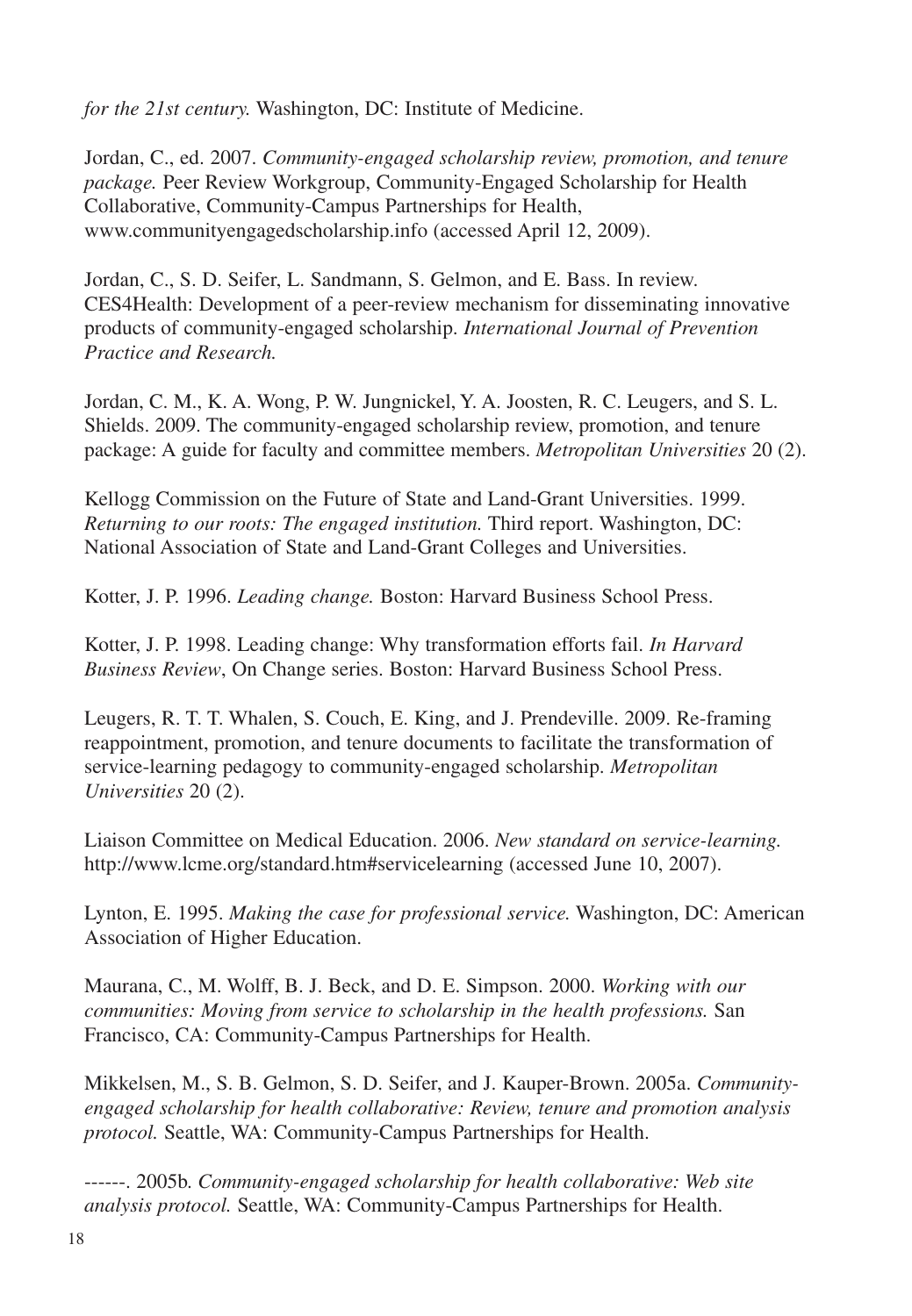*for the 21st century.* Washington, DC: Institute of Medicine.

Jordan, C., ed. 2007. *Community-engaged scholarship review, promotion, and tenure package.* Peer Review Workgroup, Community-Engaged Scholarship for Health Collaborative, Community-Campus Partnerships for Health, www.communityengagedscholarship.info (accessed April 12, 2009).

Jordan, C., S. D. Seifer, L. Sandmann, S. Gelmon, and E. Bass. In review. CES4Health: Development of a peer-review mechanism for disseminating innovative products of community-engaged scholarship. *International Journal of Prevention Practice and Research.*

Jordan, C. M., K. A. Wong, P. W. Jungnickel, Y. A. Joosten, R. C. Leugers, and S. L. Shields. 2009. The community-engaged scholarship review, promotion, and tenure package: A guide for faculty and committee members. *Metropolitan Universities* 20 (2).

Kellogg Commission on the Future of State and Land-Grant Universities. 1999. *Returning to our roots: The engaged institution.* Third report. Washington, DC: National Association of State and Land-Grant Colleges and Universities.

Kotter, J. P. 1996. *Leading change.* Boston: Harvard Business School Press.

Kotter, J. P. 1998. Leading change: Why transformation efforts fail. *In Harvard Business Review*, On Change series. Boston: Harvard Business School Press.

Leugers, R. T. T. Whalen, S. Couch, E. King, and J. Prendeville. 2009. Re-framing reappointment, promotion, and tenure documents to facilitate the transformation of service-learning pedagogy to community-engaged scholarship. *Metropolitan Universities* 20 (2).

Liaison Committee on Medical Education. 2006. *New standard on service-learning.* http://www.lcme.org/standard.htm#servicelearning (accessed June 10, 2007).

Lynton, E. 1995. *Making the case for professional service.* Washington, DC: American Association of Higher Education.

Maurana, C., M. Wolff, B. J. Beck, and D. E. Simpson. 2000. *Working with our communities: Moving from service to scholarship in the health professions.* San Francisco, CA: Community-Campus Partnerships for Health.

Mikkelsen, M., S. B. Gelmon, S. D. Seifer, and J. Kauper-Brown. 2005a. *Community-engaged scholarship for health collaborative: Review, tenure and promotion analysis protocol.* Seattle, WA: Community-Campus Partnerships for Health.

------. 2005b. *Community-engaged scholarship for health collaborative: Web site analysis protocol.* Seattle, WA: Community-Campus Partnerships for Health.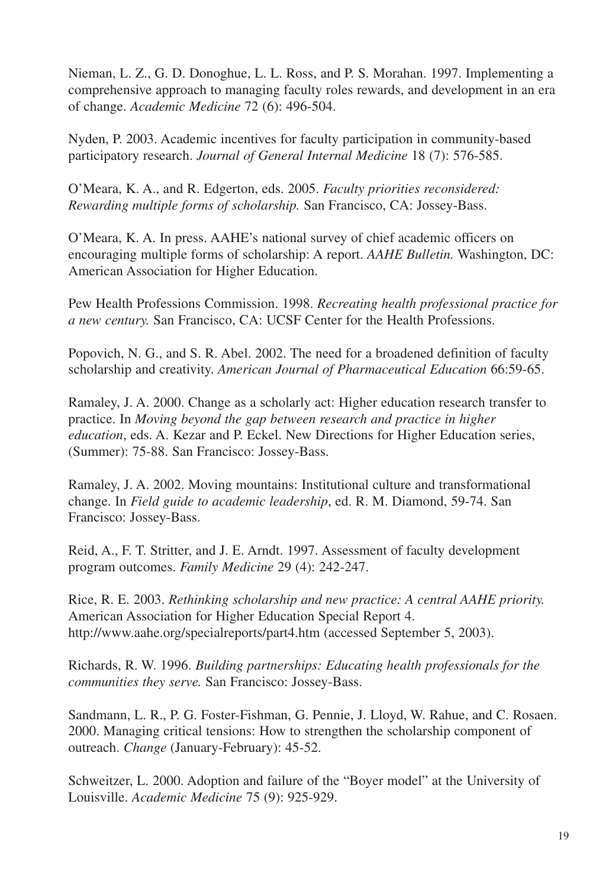Nieman, L. Z., G. D. Donoghue, L. L. Ross, and P. S. Morahan. 1997. Implementing a comprehensive approach to managing faculty roles rewards, and development in an era of change. *Academic Medicine* 72 (6): 496-504.

Nyden, P. 2003. Academic incentives for faculty participation in community-based participatory research. *Journal of General Internal Medicine* 18 (7): 576-585.

O'Meara, K. A., and R. Edgerton, eds. 2005. *Faculty priorities reconsidered: Rewarding multiple forms of scholarship.* San Francisco, CA: Jossey-Bass.

O'Meara, K. A. In press. AAHE's national survey of chief academic officers on encouraging multiple forms of scholarship: A report. *AAHE Bulletin.* Washington, DC: American Association for Higher Education.

Pew Health Professions Commission. 1998. *Recreating health professional practice for a new century.* San Francisco, CA: UCSF Center for the Health Professions.

Popovich, N. G., and S. R. Abel. 2002. The need for a broadened definition of faculty scholarship and creativity. *American Journal of Pharmaceutical Education* 66:59-65.

Ramaley, J. A. 2000. Change as a scholarly act: Higher education research transfer to practice. In *Moving beyond the gap between research and practice in higher education*, eds. A. Kezar and P. Eckel. New Directions for Higher Education series, (Summer): 75-88. San Francisco: Jossey-Bass.

Ramaley, J. A. 2002. Moving mountains: Institutional culture and transformational change. In *Field guide to academic leadership*, ed. R. M. Diamond, 59-74. San Francisco: Jossey-Bass.

Reid, A., F. T. Stritter, and J. E. Arndt. 1997. Assessment of faculty development program outcomes. *Family Medicine* 29 (4): 242-247.

Rice, R. E. 2003. *Rethinking scholarship and new practice: A central AAHE priority.* American Association for Higher Education Special Report 4. http://www.aahe.org/specialreports/part4.htm (accessed September 5, 2003).

Richards, R. W. 1996. *Building partnerships: Educating health professionals for the communities they serve.* San Francisco: Jossey-Bass.

Sandmann, L. R., P. G. Foster-Fishman, G. Pennie, J. Lloyd, W. Rahue, and C. Rosaen. 2000. Managing critical tensions: How to strengthen the scholarship component of outreach. *Change* (January-February): 45-52.

Schweitzer, L. 2000. Adoption and failure of the "Boyer model" at the University of Louisville. *Academic Medicine* 75 (9): 925-929.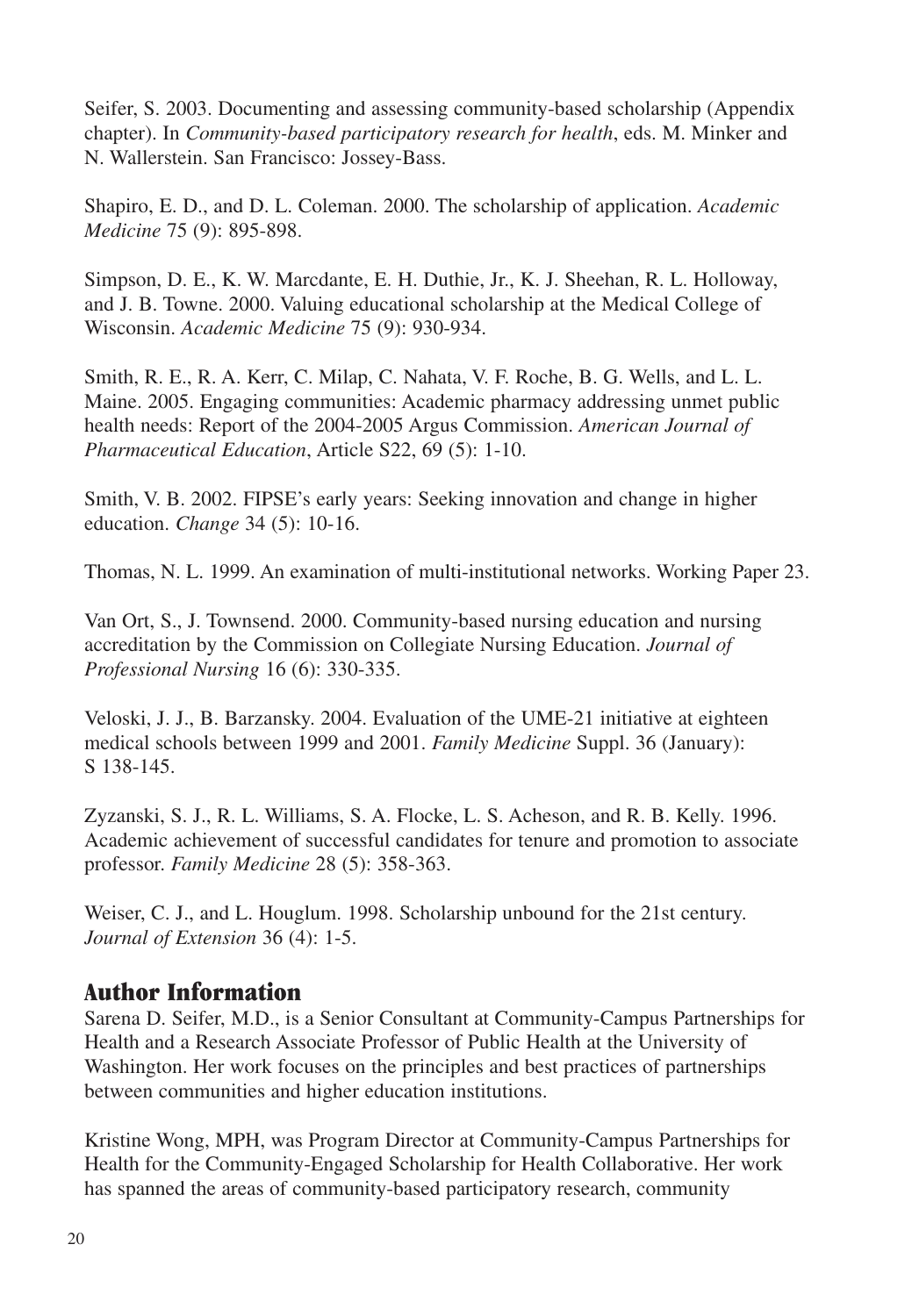Seifer, S. 2003. Documenting and assessing community-based scholarship (Appendix chapter). In *Community-based participatory research for health*, eds. M. Minker and N. Wallerstein. San Francisco: Jossey-Bass.

Shapiro, E. D., and D. L. Coleman. 2000. The scholarship of application. *Academic Medicine* 75 (9): 895-898.

Simpson, D. E., K. W. Marcdante, E. H. Duthie, Jr., K. J. Sheehan, R. L. Holloway, and J. B. Towne. 2000. Valuing educational scholarship at the Medical College of Wisconsin. *Academic Medicine* 75 (9): 930-934.

Smith, R. E., R. A. Kerr, C. Milap, C. Nahata, V. F. Roche, B. G. Wells, and L. L. Maine. 2005. Engaging communities: Academic pharmacy addressing unmet public health needs: Report of the 2004-2005 Argus Commission. *American Journal of Pharmaceutical Education*, Article S22, 69 (5): 1-10.

Smith, V. B. 2002. FIPSE's early years: Seeking innovation and change in higher education. *Change* 34 (5): 10-16.

Thomas, N. L. 1999. An examination of multi-institutional networks. Working Paper 23.

Van Ort, S., J. Townsend. 2000. Community-based nursing education and nursing accreditation by the Commission on Collegiate Nursing Education. *Journal of Professional Nursing* 16 (6): 330-335.

Veloski, J. J., B. Barzansky. 2004. Evaluation of the UME-21 initiative at eighteen medical schools between 1999 and 2001. *Family Medicine* Suppl. 36 (January): S 138-145.

Zyzanski, S. J., R. L. Williams, S. A. Flocke, L. S. Acheson, and R. B. Kelly. 1996. Academic achievement of successful candidates for tenure and promotion to associate professor. *Family Medicine* 28 (5): 358-363.

Weiser, C. J., and L. Houglum. 1998. Scholarship unbound for the 21st century. *Journal of Extension* 36 (4): 1-5.

## Author Information

Sarena D. Seifer, M.D., is a Senior Consultant at Community-Campus Partnerships for Health and a Research Associate Professor of Public Health at the University of Washington. Her work focuses on the principles and best practices of partnerships between communities and higher education institutions.

Kristine Wong, MPH, was Program Director at Community-Campus Partnerships for Health for the Community-Engaged Scholarship for Health Collaborative. Her work has spanned the areas of community-based participatory research, community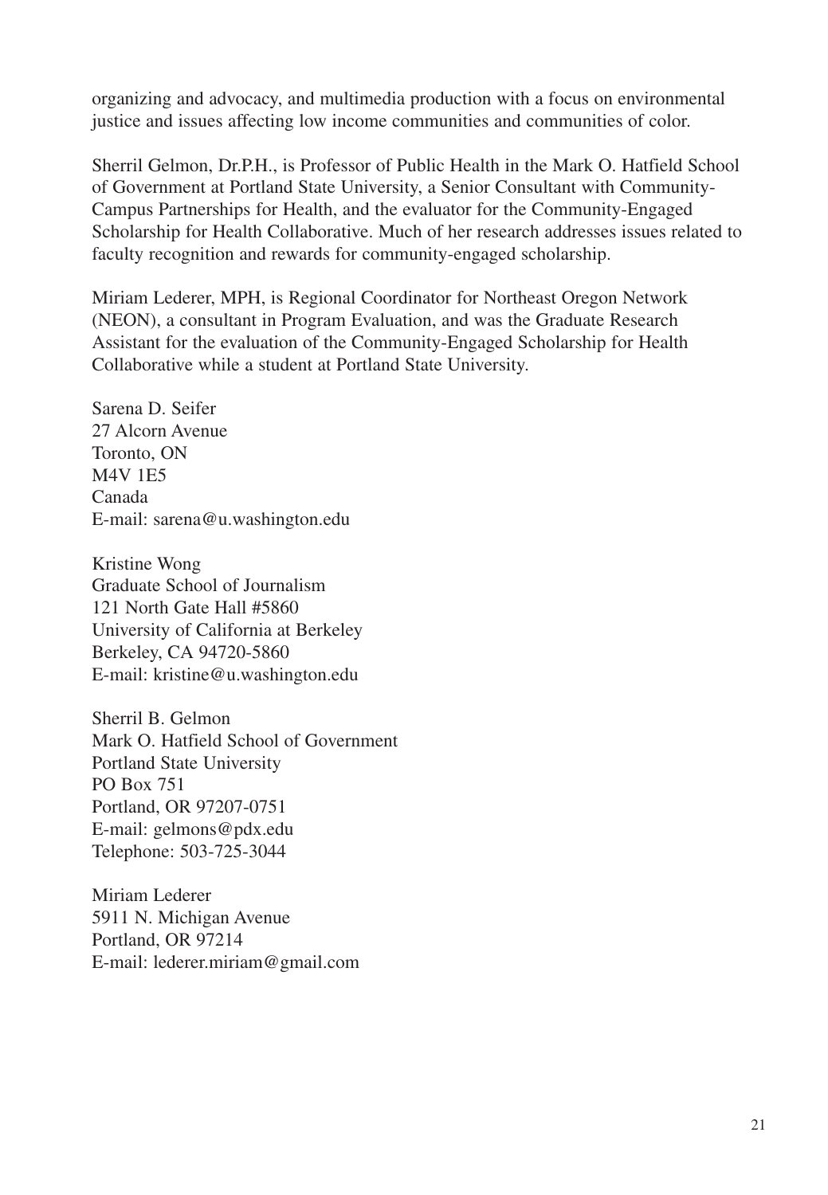organizing and advocacy, and multimedia production with a focus on environmental justice and issues affecting low income communities and communities of color.

Sherril Gelmon, Dr.P.H., is Professor of Public Health in the Mark O. Hatfield School of Government at Portland State University, a Senior Consultant with Community-Campus Partnerships for Health, and the evaluator for the Community-Engaged Scholarship for Health Collaborative. Much of her research addresses issues related to faculty recognition and rewards for community-engaged scholarship.

Miriam Lederer, MPH, is Regional Coordinator for Northeast Oregon Network (NEON), a consultant in Program Evaluation, and was the Graduate Research Assistant for the evaluation of the Community-Engaged Scholarship for Health Collaborative while a student at Portland State University.

Sarena D. Seifer  
27 Alcorn Avenue  
Toronto, ON  
M4V 1E5  
Canada  
E-mail: sarena@u.washington.edu

Kristine Wong  
Graduate School of Journalism  
121 North Gate Hall #5860  
University of California at Berkeley  
Berkeley, CA 94720-5860  
E-mail: kristine@u.washington.edu

Sherril B. Gelmon  
Mark O. Hatfield School of Government  
Portland State University  
PO Box 751  
Portland, OR 97207-0751  
E-mail: gelmons@pdx.edu  
Telephone: 503-725-3044

Miriam Lederer  
5911 N. Michigan Avenue  
Portland, OR 97214  
E-mail: lederer.miriam@gmail.com